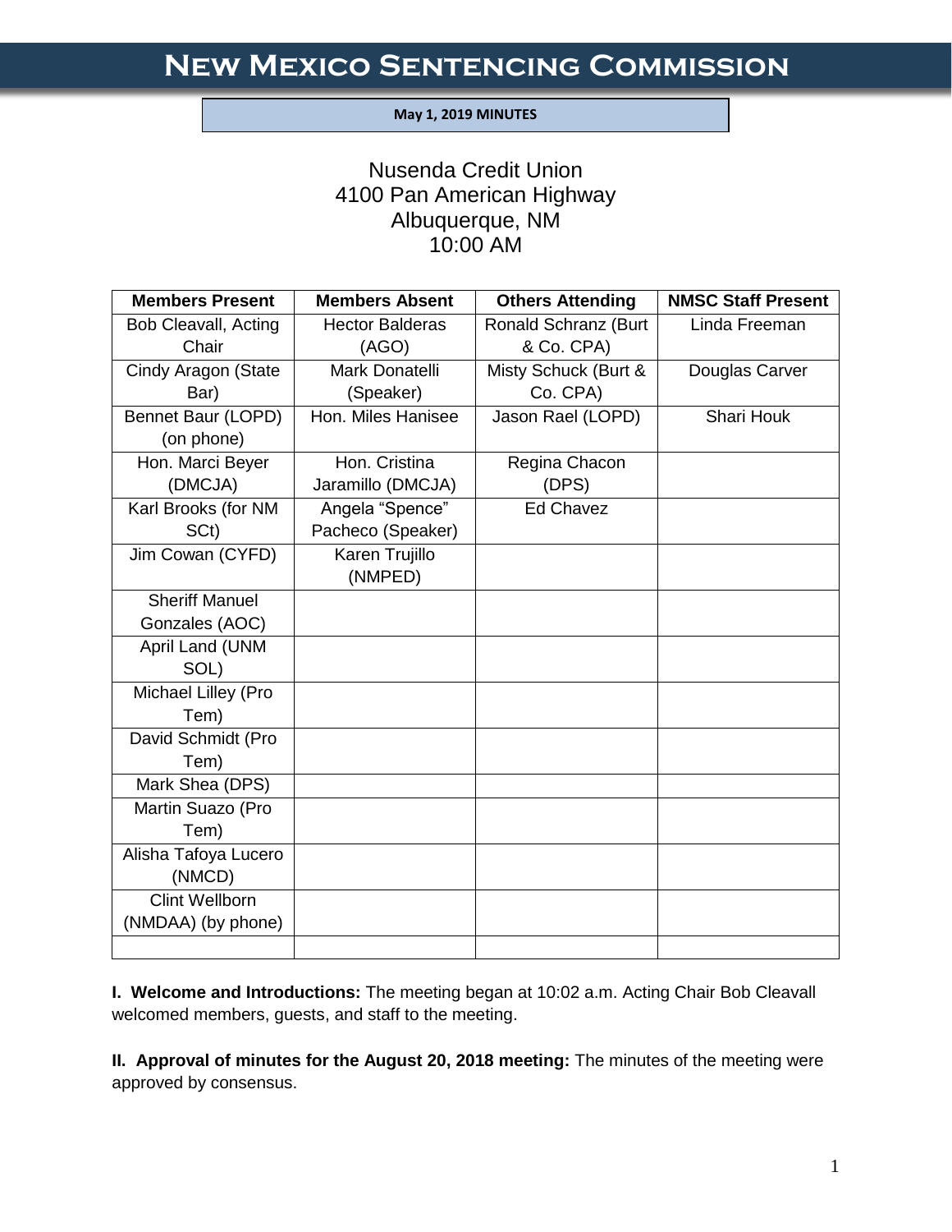# New Mexico Sentencing Commission

**May 1, 2019 MINUTES**

Nusenda Credit Union
4100 Pan American Highway
Albuquerque, NM
10:00 AM

| Members Present | Members Absent | Others Attending | NMSC Staff Present |
|---|---|---|---|
| Bob Cleavall, Acting Chair | Hector Balderas (AGO) | Ronald Schranz (Burt & Co. CPA) | Linda Freeman |
| Cindy Aragon (State Bar) | Mark Donatelli (Speaker) | Misty Schuck (Burt & Co. CPA) | Douglas Carver |
| Bennet Baur (LOPD) (on phone) | Hon. Miles Hanisee | Jason Rael (LOPD) | Shari Houk |
| Hon. Marci Beyer (DMCJA) | Hon. Cristina Jaramillo (DMCJA) | Regina Chacon (DPS) | |
| Karl Brooks (for NM SCt) | Angela "Spence" Pacheco (Speaker) | Ed Chavez | |
| Jim Cowan (CYFD) | Karen Trujillo (NMPED) | | |
| Sheriff Manuel Gonzales (AOC) | | | |
| April Land (UNM SOL) | | | |
| Michael Lilley (Pro Tem) | | | |
| David Schmidt (Pro Tem) | | | |
| Mark Shea (DPS) | | | |
| Martin Suazo (Pro Tem) | | | |
| Alisha Tafoya Lucero (NMCD) | | | |
| Clint Wellborn (NMDAA) (by phone) | | | |
| | | | |

**I. Welcome and Introductions:** The meeting began at 10:02 a.m. Acting Chair Bob Cleavall welcomed members, guests, and staff to the meeting.

**II. Approval of minutes for the August 20, 2018 meeting:** The minutes of the meeting were approved by consensus.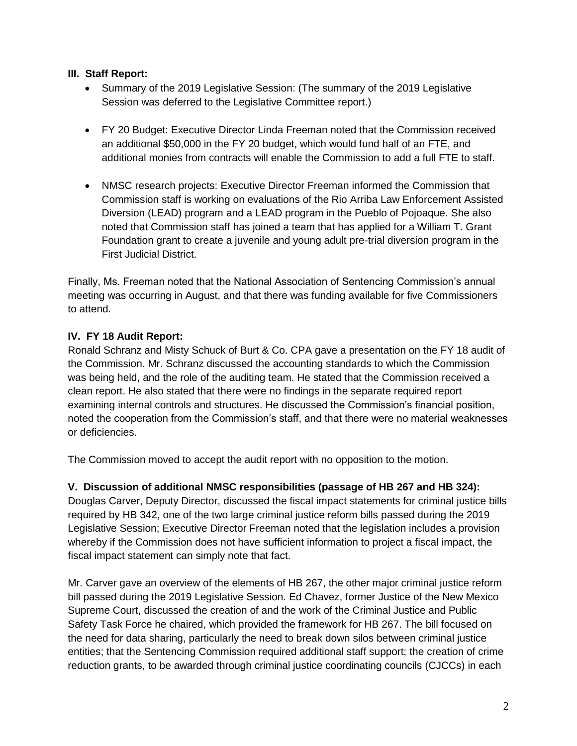**III. Staff Report:**

- Summary of the 2019 Legislative Session: (The summary of the 2019 Legislative Session was deferred to the Legislative Committee report.)

- FY 20 Budget: Executive Director Linda Freeman noted that the Commission received an additional $50,000 in the FY 20 budget, which would fund half of an FTE, and additional monies from contracts will enable the Commission to add a full FTE to staff.

- NMSC research projects: Executive Director Freeman informed the Commission that Commission staff is working on evaluations of the Rio Arriba Law Enforcement Assisted Diversion (LEAD) program and a LEAD program in the Pueblo of Pojoaque. She also noted that Commission staff has joined a team that has applied for a William T. Grant Foundation grant to create a juvenile and young adult pre-trial diversion program in the First Judicial District.

Finally, Ms. Freeman noted that the National Association of Sentencing Commission's annual meeting was occurring in August, and that there was funding available for five Commissioners to attend.

**IV. FY 18 Audit Report:**

Ronald Schranz and Misty Schuck of Burt & Co. CPA gave a presentation on the FY 18 audit of the Commission. Mr. Schranz discussed the accounting standards to which the Commission was being held, and the role of the auditing team. He stated that the Commission received a clean report. He also stated that there were no findings in the separate required report examining internal controls and structures. He discussed the Commission's financial position, noted the cooperation from the Commission's staff, and that there were no material weaknesses or deficiencies.

The Commission moved to accept the audit report with no opposition to the motion.

**V. Discussion of additional NMSC responsibilities (passage of HB 267 and HB 324):**

Douglas Carver, Deputy Director, discussed the fiscal impact statements for criminal justice bills required by HB 342, one of the two large criminal justice reform bills passed during the 2019 Legislative Session; Executive Director Freeman noted that the legislation includes a provision whereby if the Commission does not have sufficient information to project a fiscal impact, the fiscal impact statement can simply note that fact.

Mr. Carver gave an overview of the elements of HB 267, the other major criminal justice reform bill passed during the 2019 Legislative Session. Ed Chavez, former Justice of the New Mexico Supreme Court, discussed the creation of and the work of the Criminal Justice and Public Safety Task Force he chaired, which provided the framework for HB 267. The bill focused on the need for data sharing, particularly the need to break down silos between criminal justice entities; that the Sentencing Commission required additional staff support; the creation of crime reduction grants, to be awarded through criminal justice coordinating councils (CJCCs) in each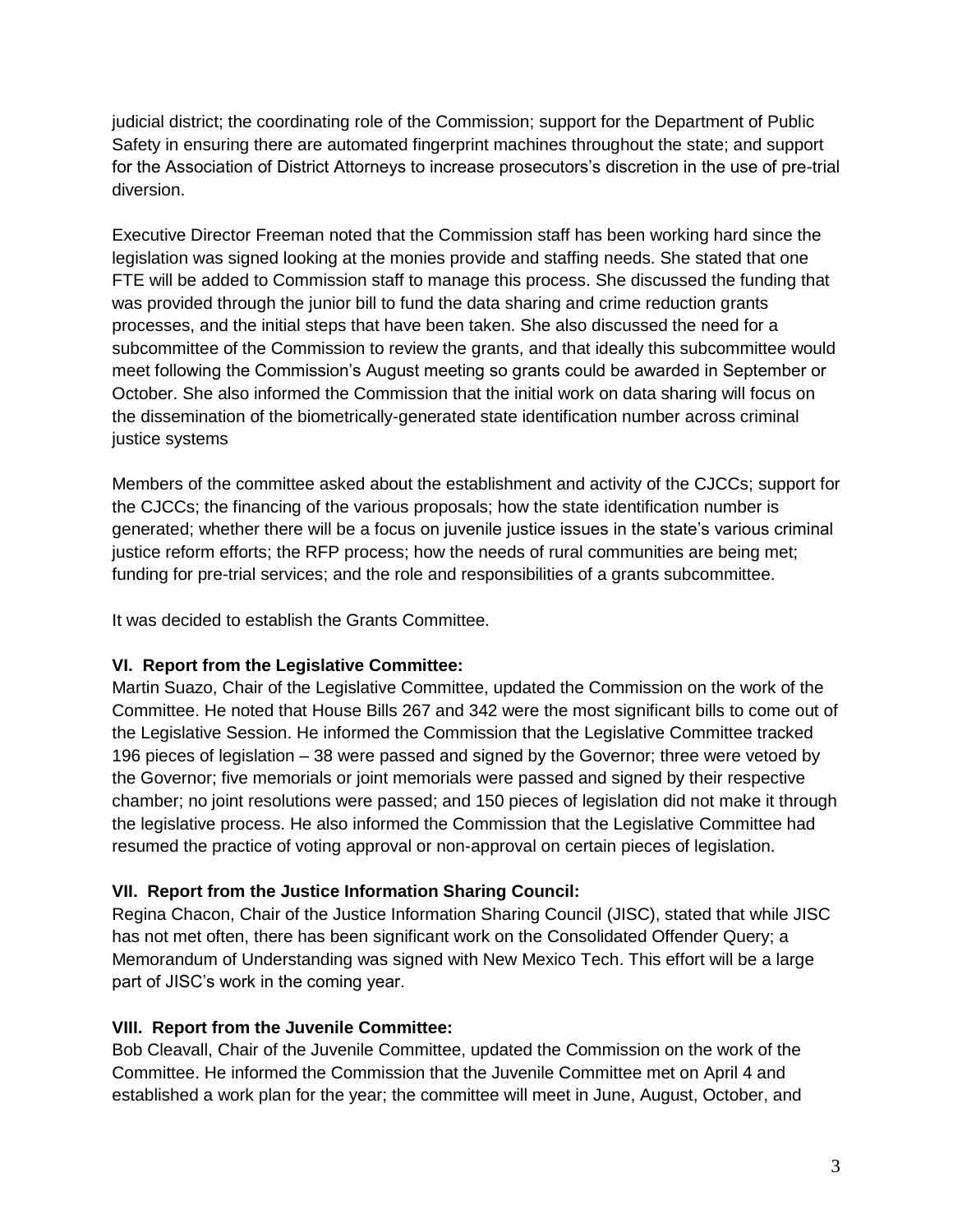judicial district; the coordinating role of the Commission; support for the Department of Public Safety in ensuring there are automated fingerprint machines throughout the state; and support for the Association of District Attorneys to increase prosecutors's discretion in the use of pre-trial diversion.

Executive Director Freeman noted that the Commission staff has been working hard since the legislation was signed looking at the monies provide and staffing needs. She stated that one FTE will be added to Commission staff to manage this process. She discussed the funding that was provided through the junior bill to fund the data sharing and crime reduction grants processes, and the initial steps that have been taken. She also discussed the need for a subcommittee of the Commission to review the grants, and that ideally this subcommittee would meet following the Commission's August meeting so grants could be awarded in September or October. She also informed the Commission that the initial work on data sharing will focus on the dissemination of the biometrically-generated state identification number across criminal justice systems

Members of the committee asked about the establishment and activity of the CJCCs; support for the CJCCs; the financing of the various proposals; how the state identification number is generated; whether there will be a focus on juvenile justice issues in the state's various criminal justice reform efforts; the RFP process; how the needs of rural communities are being met; funding for pre-trial services; and the role and responsibilities of a grants subcommittee.

It was decided to establish the Grants Committee.

**VI. Report from the Legislative Committee:**
Martin Suazo, Chair of the Legislative Committee, updated the Commission on the work of the Committee. He noted that House Bills 267 and 342 were the most significant bills to come out of the Legislative Session. He informed the Commission that the Legislative Committee tracked 196 pieces of legislation – 38 were passed and signed by the Governor; three were vetoed by the Governor; five memorials or joint memorials were passed and signed by their respective chamber; no joint resolutions were passed; and 150 pieces of legislation did not make it through the legislative process. He also informed the Commission that the Legislative Committee had resumed the practice of voting approval or non-approval on certain pieces of legislation.

**VII. Report from the Justice Information Sharing Council:**
Regina Chacon, Chair of the Justice Information Sharing Council (JISC), stated that while JISC has not met often, there has been significant work on the Consolidated Offender Query; a Memorandum of Understanding was signed with New Mexico Tech. This effort will be a large part of JISC's work in the coming year.

**VIII. Report from the Juvenile Committee:**
Bob Cleavall, Chair of the Juvenile Committee, updated the Commission on the work of the Committee. He informed the Commission that the Juvenile Committee met on April 4 and established a work plan for the year; the committee will meet in June, August, October, and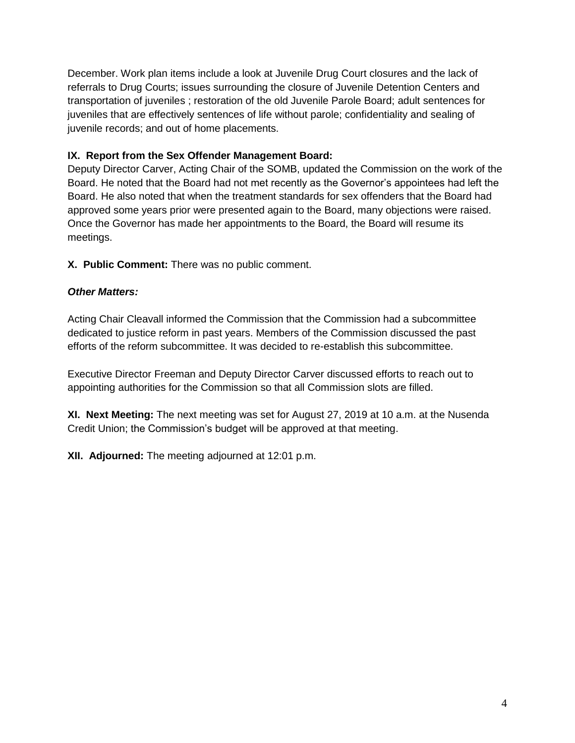December. Work plan items include a look at Juvenile Drug Court closures and the lack of referrals to Drug Courts; issues surrounding the closure of Juvenile Detention Centers and transportation of juveniles ; restoration of the old Juvenile Parole Board; adult sentences for juveniles that are effectively sentences of life without parole; confidentiality and sealing of juvenile records; and out of home placements.

**IX. Report from the Sex Offender Management Board:**
Deputy Director Carver, Acting Chair of the SOMB, updated the Commission on the work of the Board. He noted that the Board had not met recently as the Governor's appointees had left the Board. He also noted that when the treatment standards for sex offenders that the Board had approved some years prior were presented again to the Board, many objections were raised. Once the Governor has made her appointments to the Board, the Board will resume its meetings.

**X. Public Comment:** There was no public comment.

***Other Matters:***

Acting Chair Cleavall informed the Commission that the Commission had a subcommittee dedicated to justice reform in past years. Members of the Commission discussed the past efforts of the reform subcommittee. It was decided to re-establish this subcommittee.

Executive Director Freeman and Deputy Director Carver discussed efforts to reach out to appointing authorities for the Commission so that all Commission slots are filled.

**XI. Next Meeting:** The next meeting was set for August 27, 2019 at 10 a.m. at the Nusenda Credit Union; the Commission's budget will be approved at that meeting.

**XII. Adjourned:** The meeting adjourned at 12:01 p.m.